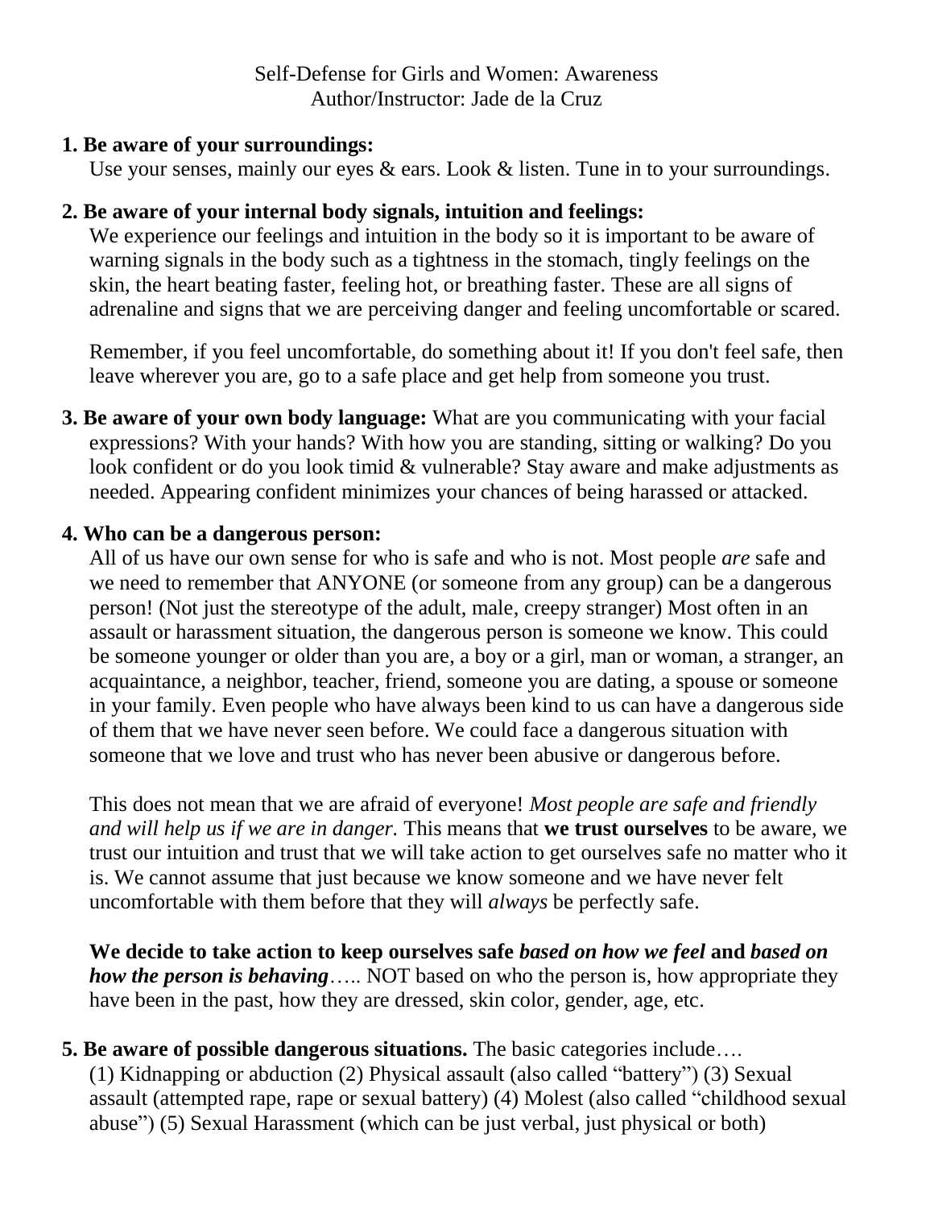Self-Defense for Girls and Women: Awareness
Author/Instructor: Jade de la Cruz

**1. Be aware of your surroundings:**
Use your senses, mainly our eyes & ears. Look & listen. Tune in to your surroundings.

**2. Be aware of your internal body signals, intuition and feelings:**
We experience our feelings and intuition in the body so it is important to be aware of warning signals in the body such as a tightness in the stomach, tingly feelings on the skin, the heart beating faster, feeling hot, or breathing faster. These are all signs of adrenaline and signs that we are perceiving danger and feeling uncomfortable or scared.

Remember, if you feel uncomfortable, do something about it! If you don't feel safe, then leave wherever you are, go to a safe place and get help from someone you trust.

**3. Be aware of your own body language:** What are you communicating with your facial expressions? With your hands? With how you are standing, sitting or walking? Do you look confident or do you look timid & vulnerable? Stay aware and make adjustments as needed. Appearing confident minimizes your chances of being harassed or attacked.

**4. Who can be a dangerous person:**
All of us have our own sense for who is safe and who is not. Most people *are* safe and we need to remember that ANYONE (or someone from any group) can be a dangerous person! (Not just the stereotype of the adult, male, creepy stranger) Most often in an assault or harassment situation, the dangerous person is someone we know. This could be someone younger or older than you are, a boy or a girl, man or woman, a stranger, an acquaintance, a neighbor, teacher, friend, someone you are dating, a spouse or someone in your family. Even people who have always been kind to us can have a dangerous side of them that we have never seen before. We could face a dangerous situation with someone that we love and trust who has never been abusive or dangerous before.

This does not mean that we are afraid of everyone! *Most people are safe and friendly and will help us if we are in danger.* This means that **we trust ourselves** to be aware, we trust our intuition and trust that we will take action to get ourselves safe no matter who it is. We cannot assume that just because we know someone and we have never felt uncomfortable with them before that they will *always* be perfectly safe.

**We decide to take action to keep ourselves safe *based on how we feel* and *based on how the person is behaving*…..** NOT based on who the person is, how appropriate they have been in the past, how they are dressed, skin color, gender, age, etc.

**5. Be aware of possible dangerous situations.** The basic categories include….
(1) Kidnapping or abduction (2) Physical assault (also called "battery") (3) Sexual assault (attempted rape, rape or sexual battery) (4) Molest (also called "childhood sexual abuse") (5) Sexual Harassment (which can be just verbal, just physical or both)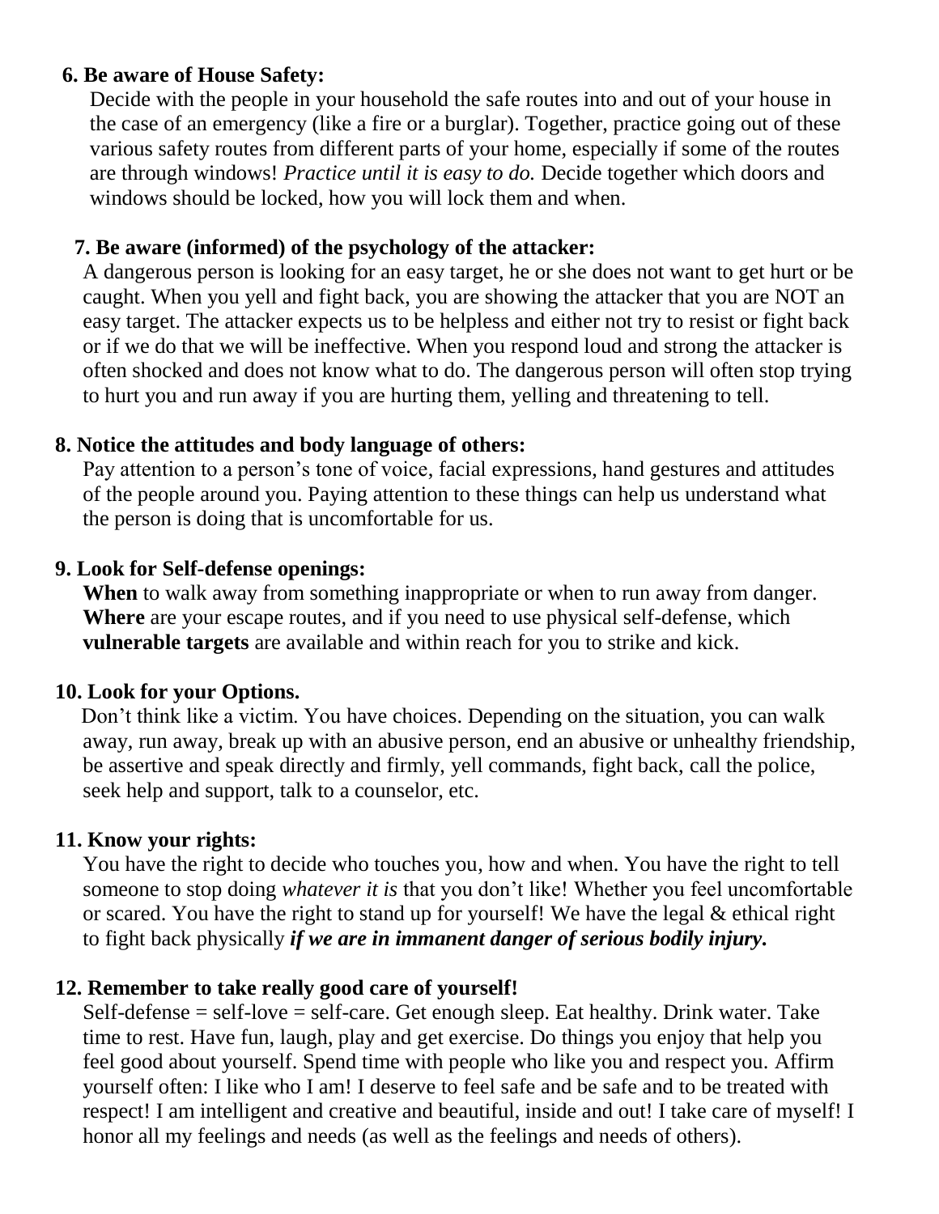**6. Be aware of House Safety:**

Decide with the people in your household the safe routes into and out of your house in the case of an emergency (like a fire or a burglar). Together, practice going out of these various safety routes from different parts of your home, especially if some of the routes are through windows! *Practice until it is easy to do.* Decide together which doors and windows should be locked, how you will lock them and when.

**7. Be aware (informed) of the psychology of the attacker:**

A dangerous person is looking for an easy target, he or she does not want to get hurt or be caught. When you yell and fight back, you are showing the attacker that you are NOT an easy target. The attacker expects us to be helpless and either not try to resist or fight back or if we do that we will be ineffective. When you respond loud and strong the attacker is often shocked and does not know what to do. The dangerous person will often stop trying to hurt you and run away if you are hurting them, yelling and threatening to tell.

**8. Notice the attitudes and body language of others:**

Pay attention to a person's tone of voice, facial expressions, hand gestures and attitudes of the people around you. Paying attention to these things can help us understand what the person is doing that is uncomfortable for us.

**9. Look for Self-defense openings:**

**When** to walk away from something inappropriate or when to run away from danger. **Where** are your escape routes, and if you need to use physical self-defense, which **vulnerable targets** are available and within reach for you to strike and kick.

**10. Look for your Options.**

Don't think like a victim. You have choices. Depending on the situation, you can walk away, run away, break up with an abusive person, end an abusive or unhealthy friendship, be assertive and speak directly and firmly, yell commands, fight back, call the police, seek help and support, talk to a counselor, etc.

**11. Know your rights:**

You have the right to decide who touches you, how and when. You have the right to tell someone to stop doing *whatever it is* that you don't like! Whether you feel uncomfortable or scared. You have the right to stand up for yourself! We have the legal & ethical right to fight back physically ***if we are in immanent danger of serious bodily injury.***

**12. Remember to take really good care of yourself!**

Self-defense = self-love = self-care. Get enough sleep. Eat healthy. Drink water. Take time to rest. Have fun, laugh, play and get exercise. Do things you enjoy that help you feel good about yourself. Spend time with people who like you and respect you. Affirm yourself often: I like who I am! I deserve to feel safe and be safe and to be treated with respect! I am intelligent and creative and beautiful, inside and out! I take care of myself! I honor all my feelings and needs (as well as the feelings and needs of others).